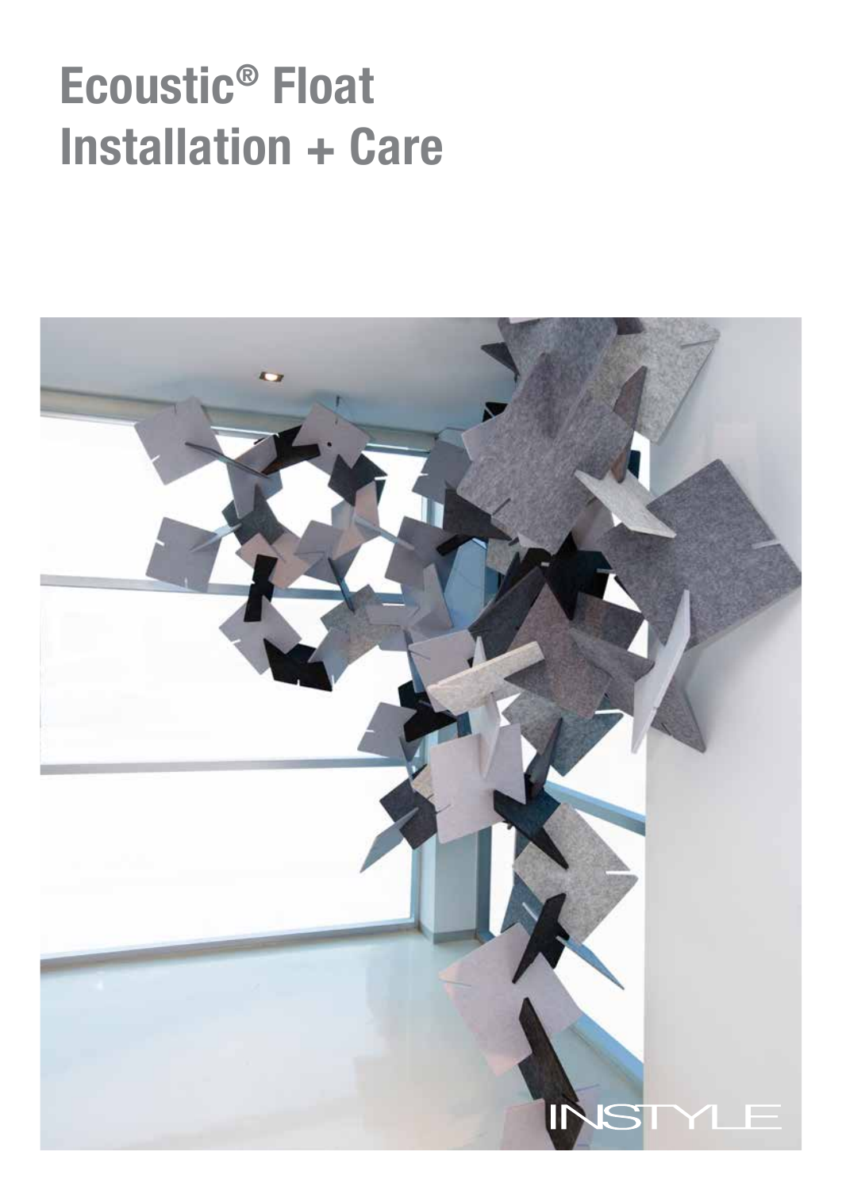# Ecoustic® Float Installation + Care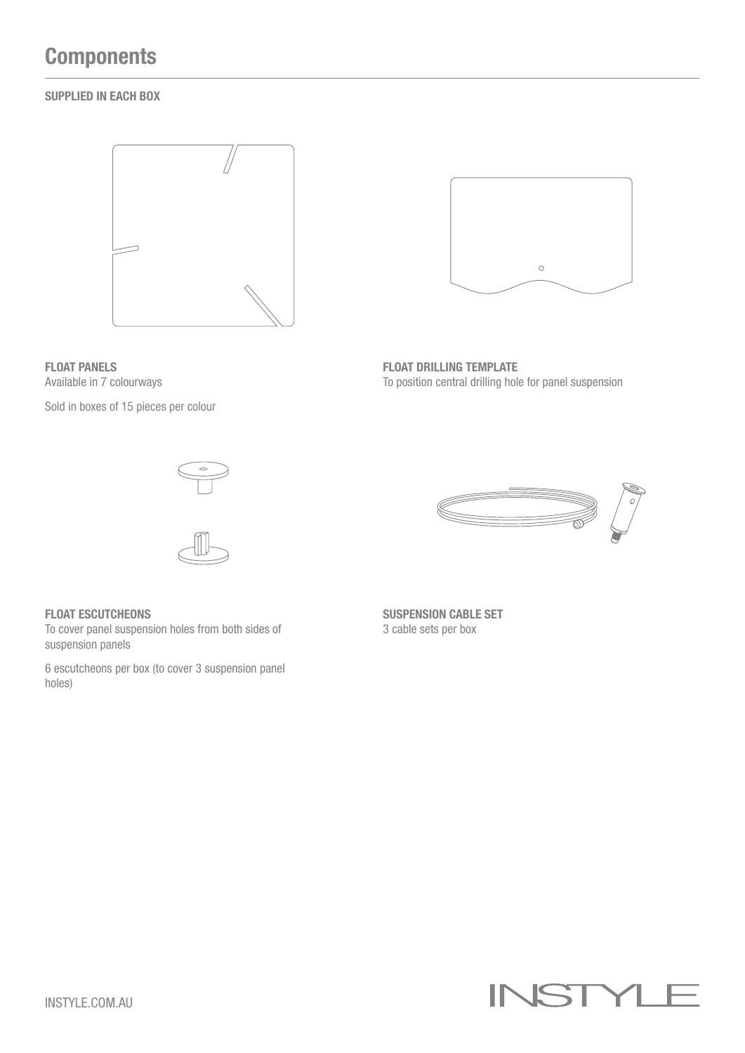# Components

**SUPPLIED IN EACH BOX**

**FLOAT PANELS**
Available in 7 colourways

Sold in boxes of 15 pieces per colour

**FLOAT DRILLING TEMPLATE**
To position central drilling hole for panel suspension

**FLOAT ESCUTCHEONS**
To cover panel suspension holes from both sides of suspension panels

6 escutcheons per box (to cover 3 suspension panel holes)

**SUSPENSION CABLE SET**
3 cable sets per box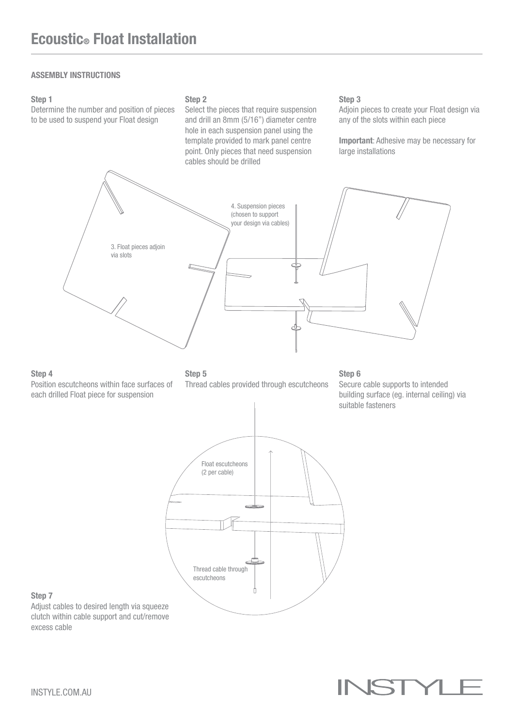# Ecoustic® Float Installation

**ASSEMBLY INSTRUCTIONS**

**Step 1**
Determine the number and position of pieces to be used to suspend your Float design

**Step 2**
Select the pieces that require suspension and drill an 8mm (5/16") diameter centre hole in each suspension panel using the template provided to mark panel centre point. Only pieces that need suspension cables should be drilled

**Step 3**
Adjoin pieces to create your Float design via any of the slots within each piece

**Important**: Adhesive may be necessary for large installations

3. Float pieces adjoin via slots

4. Suspension pieces (chosen to support your design via cables)

**Step 4**
Position escutcheons within face surfaces of each drilled Float piece for suspension

**Step 5**
Thread cables provided through escutcheons

**Step 6**
Secure cable supports to intended building surface (eg. internal ceiling) via suitable fasteners

Float escutcheons (2 per cable)

Thread cable through escutcheons

**Step 7**
Adjust cables to desired length via squeeze clutch within cable support and cut/remove excess cable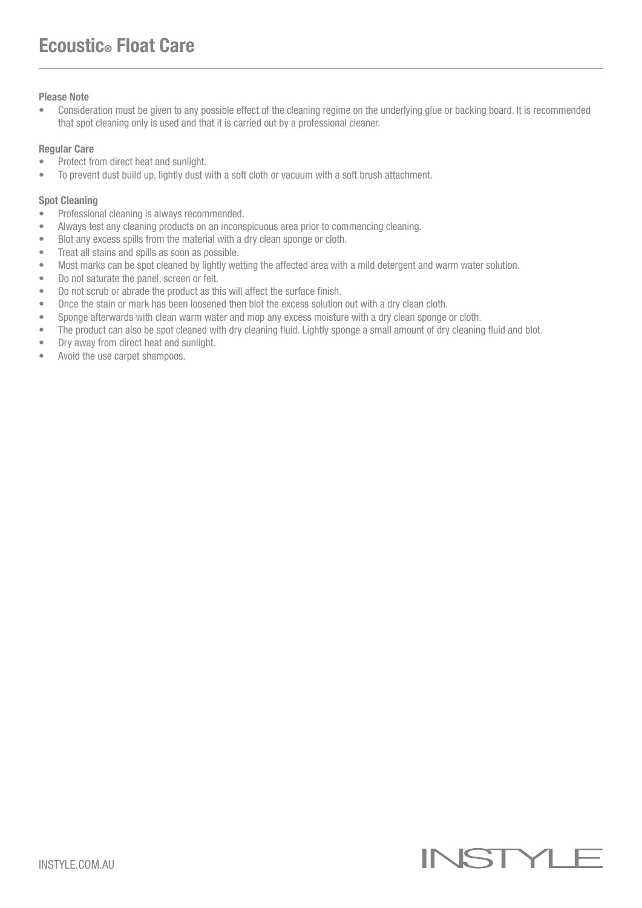# Ecoustic® Float Care

**Please Note**

- Consideration must be given to any possible effect of the cleaning regime on the underlying glue or backing board. It is recommended that spot cleaning only is used and that it is carried out by a professional cleaner.

**Regular Care**

- Protect from direct heat and sunlight.
- To prevent dust build up, lightly dust with a soft cloth or vacuum with a soft brush attachment.

**Spot Cleaning**

- Professional cleaning is always recommended.
- Always test any cleaning products on an inconspicuous area prior to commencing cleaning.
- Blot any excess spills from the material with a dry clean sponge or cloth.
- Treat all stains and spills as soon as possible.
- Most marks can be spot cleaned by lightly wetting the affected area with a mild detergent and warm water solution.
- Do not saturate the panel, screen or felt.
- Do not scrub or abrade the product as this will affect the surface finish.
- Once the stain or mark has been loosened then blot the excess solution out with a dry clean cloth.
- Sponge afterwards with clean warm water and mop any excess moisture with a dry clean sponge or cloth.
- The product can also be spot cleaned with dry cleaning fluid. Lightly sponge a small amount of dry cleaning fluid and blot.
- Dry away from direct heat and sunlight.
- Avoid the use carpet shampoos.